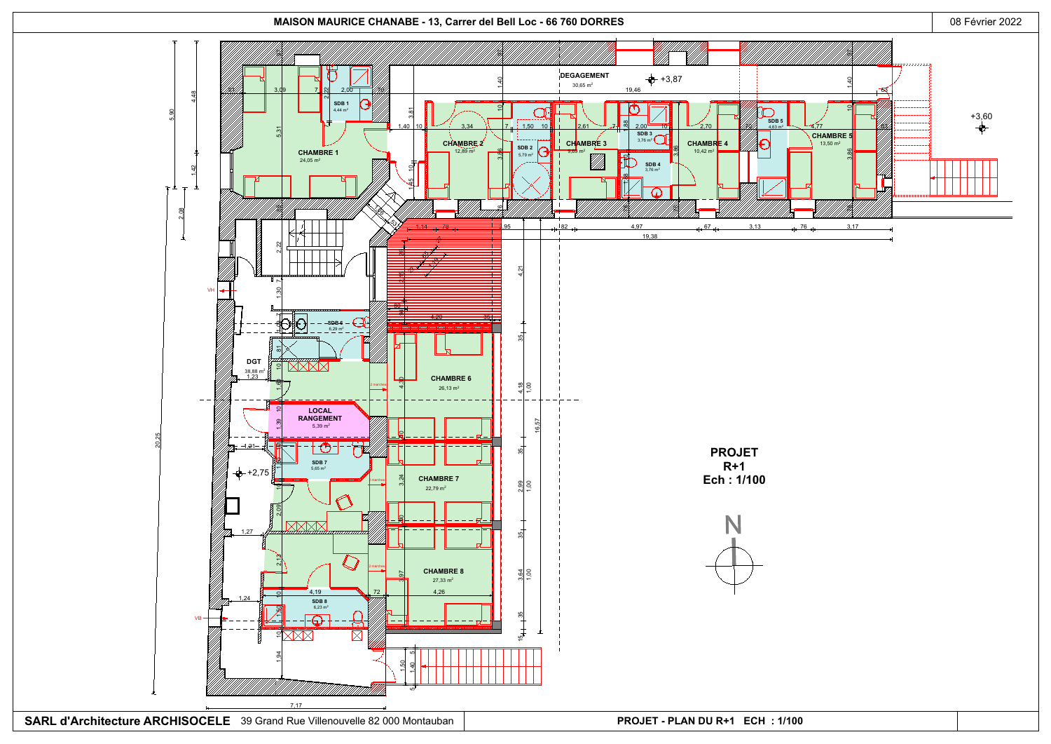# MAISON MAURICE CHANABE - 13, Carrer del Bell Loc - 66 760 DORRES

08 Février 2022

**PROJET**
**R+1**
**Ech : 1/100**

| Pièce | Surface |
|---|---|
| CHAMBRE 1 | 24,05 m² |
| SDB 1 | 4,44 m² |
| DEGAGEMENT | 30,65 m² |
| CHAMBRE 2 | 12,89 m² |
| SDB 2 | 5,79 m² |
| CHAMBRE 3 | 9,69 m² |
| SDB 3 | 3,76 m² |
| SDB 4 | 3,76 m² |
| CHAMBRE 4 | 10,42 m² |
| SDB 5 | 4,63 m² |
| CHAMBRE 5 | 13,50 m² |
| SDB 6 | 6,29 m² |
| DGT | 38,88 m² |
| LOCAL RANGEMENT | 5,39 m² |
| SDB 7 | 5,65 m² |
| CHAMBRE 6 | 26,13 m² |
| CHAMBRE 7 | 22,79 m² |
| CHAMBRE 8 | 27,33 m² |
| SDB 8 | 6,23 m² |

Niveaux : +3,87 ; +3,60 ; +2,75

**SARL d'Architecture ARCHISOCELE** 39 Grand Rue Villenouvelle 82 000 Montauban

**PROJET - PLAN DU R+1 ECH : 1/100**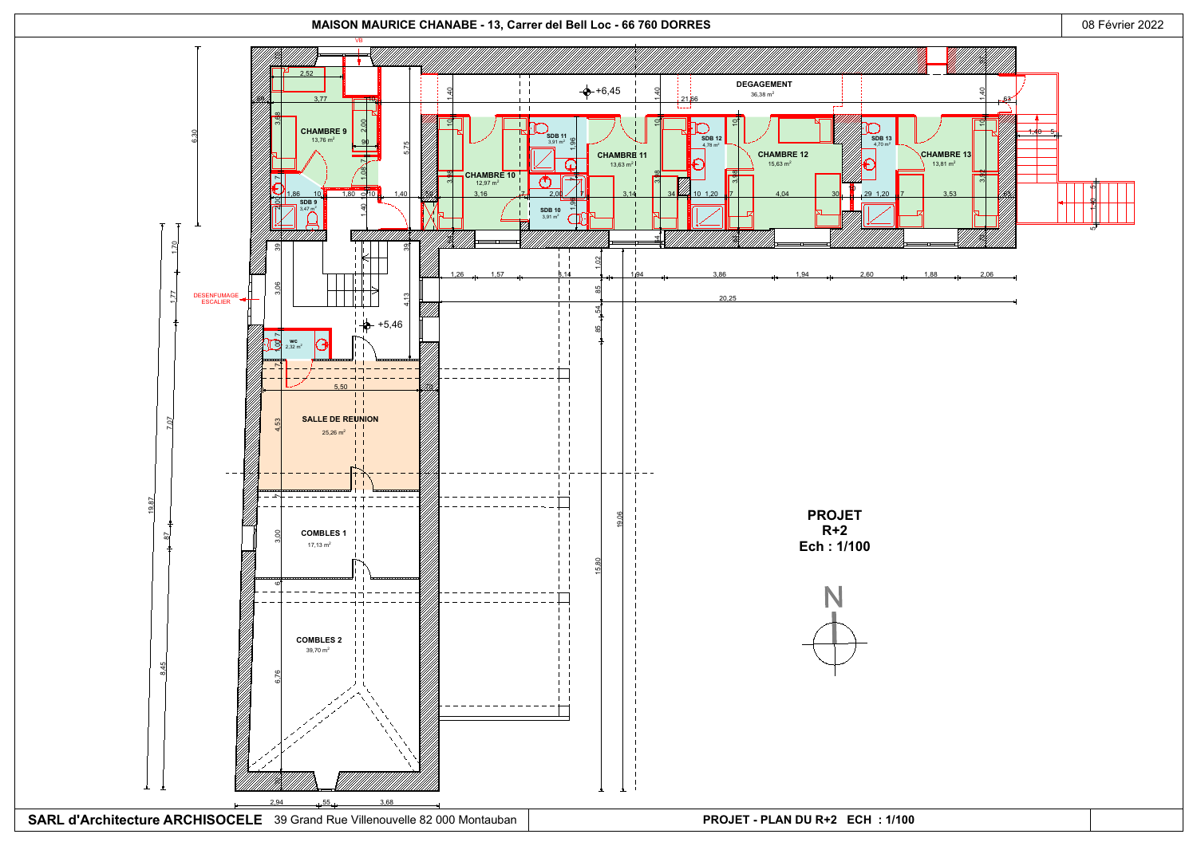# MAISON MAURICE CHANABE - 13, Carrer del Bell Loc - 66 760 DORRES

08 Février 2022

VB

**DEGAGEMENT**
36,38 m²

**CHAMBRE 9**
13,76 m²

**SDB 9**
3,47 m²

**CHAMBRE 10**
12,97 m²

**SDB 10**
3,91 m²

**SDB 11**
3,91 m²

**CHAMBRE 11**
13,63 m²

**SDB 12**
4,78 m²

**CHAMBRE 12**
15,63 m²

**SDB 13**
4,70 m²

**CHAMBRE 13**
13,81 m²

DESENFUMAGE ESCALIER

+6,45

+5,46

**WC**
2,32 m²

**SALLE DE REUNION**
25,26 m²

**COMBLES 1**
17,13 m²

**COMBLES 2**
39,70 m²

**PROJET**
**R+2**
**Ech : 1/100**

N

**SARL d'Architecture ARCHISOCELE** 39 Grand Rue Villenouvelle 82 000 Montauban

**PROJET - PLAN DU R+2 ECH : 1/100**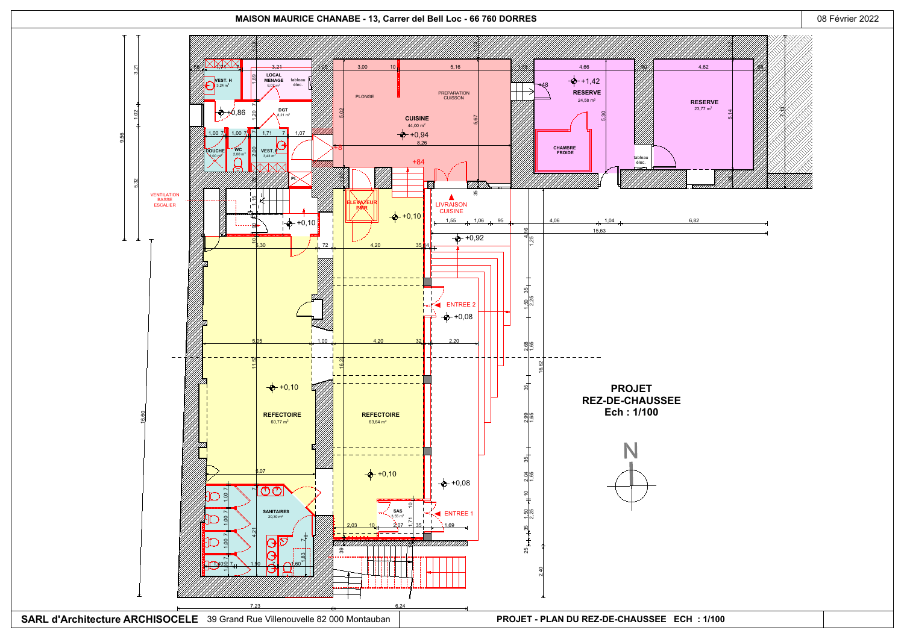MAISON MAURICE CHANABE - 13, Carrer del Bell Loc - 66 760 DORRES

08 Février 2022

# PROJET REZ-DE-CHAUSSEE

Ech : 1/100

N

VEST. H
3,24 m²

LOCAL MENAGE
6,02 m²

tableau élec.

DGT
8,21 m²

DOUCHE
2,00 m²

WC
2,00 m²

VEST. F
3,43 m²

PL

PLONGE

PREPARATION CUISSON

CUISINE
44,00 m²

+0,94

+84

RESERVE
24,58 m²

+1,42

+48

RESERVE
23,77 m²

CHAMBRE FROIDE

tableau élec.

VENTILATION BASSE ESCALIER

ELEVATEUR PMR

LIVRAISON CUISINE

+0,10

+0,92

ENTREE 2

+0,08

REFECTOIRE
60,77 m²

REFECTOIRE
63,64 m²

SANITAIRES
20,30 m²

SAS
3,55 m²

ENTREE 1

+0,86

SARL d'Architecture ARCHISOCELE 39 Grand Rue Villenouvelle 82 000 Montauban

PROJET - PLAN DU REZ-DE-CHAUSSEE ECH : 1/100